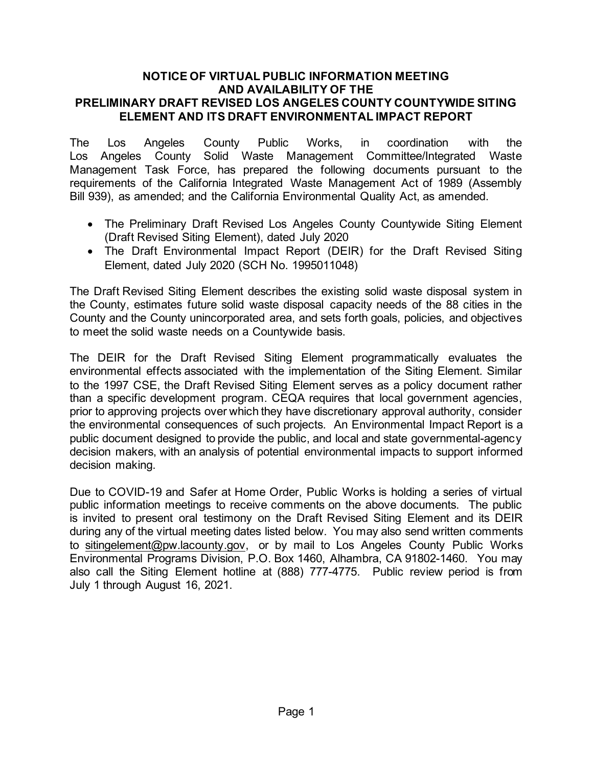# NOTICE OF VIRTUAL PUBLIC INFORMATION MEETING AND AVAILABILITY OF THE PRELIMINARY DRAFT REVISED LOS ANGELES COUNTY COUNTYWIDE SITING ELEMENT AND ITS DRAFT ENVIRONMENTAL IMPACT REPORT

The Los Angeles County Public Works, in coordination with the Los Angeles County Solid Waste Management Committee/Integrated Waste Management Task Force, has prepared the following documents pursuant to the requirements of the California Integrated Waste Management Act of 1989 (Assembly Bill 939), as amended; and the California Environmental Quality Act, as amended.

- The Preliminary Draft Revised Los Angeles County Countywide Siting Element (Draft Revised Siting Element), dated July 2020
- The Draft Environmental Impact Report (DEIR) for the Draft Revised Siting Element, dated July 2020 (SCH No. 1995011048)

The Draft Revised Siting Element describes the existing solid waste disposal system in the County, estimates future solid waste disposal capacity needs of the 88 cities in the County and the County unincorporated area, and sets forth goals, policies, and objectives to meet the solid waste needs on a Countywide basis.

The DEIR for the Draft Revised Siting Element programmatically evaluates the environmental effects associated with the implementation of the Siting Element. Similar to the 1997 CSE, the Draft Revised Siting Element serves as a policy document rather than a specific development program. CEQA requires that local government agencies, prior to approving projects over which they have discretionary approval authority, consider the environmental consequences of such projects. An Environmental Impact Report is a public document designed to provide the public, and local and state governmental-agency decision makers, with an analysis of potential environmental impacts to support informed decision making.

Due to COVID-19 and Safer at Home Order, Public Works is holding a series of virtual public information meetings to receive comments on the above documents. The public is invited to present oral testimony on the Draft Revised Siting Element and its DEIR during any of the virtual meeting dates listed below. You may also send written comments to sitingelement@pw.lacounty.gov, or by mail to Los Angeles County Public Works Environmental Programs Division, P.O. Box 1460, Alhambra, CA 91802-1460. You may also call the Siting Element hotline at (888) 777-4775. Public review period is from July 1 through August 16, 2021.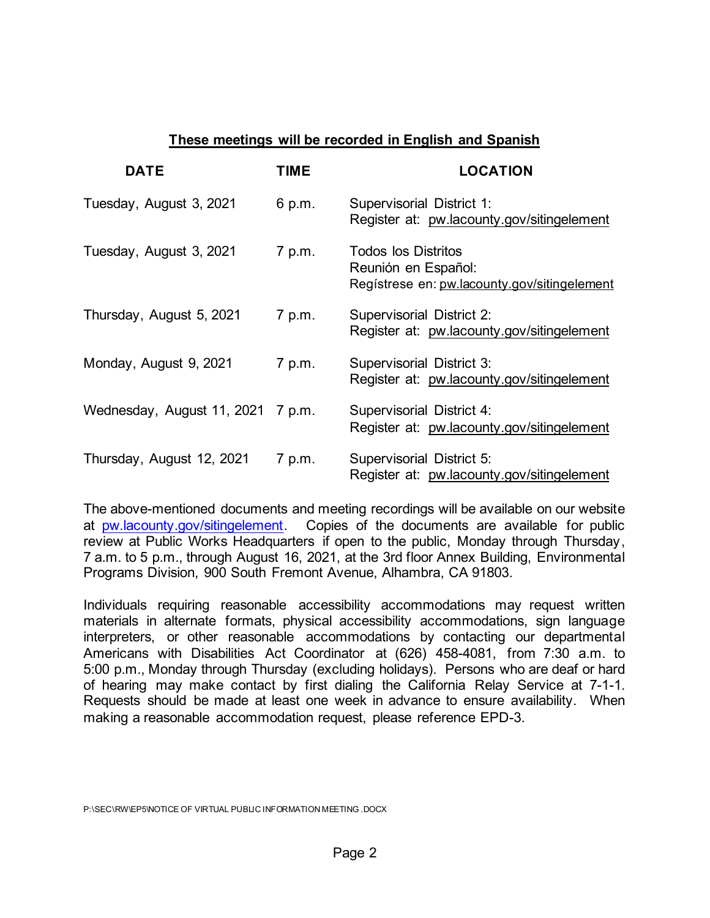**These meetings will be recorded in English and Spanish**

| DATE | TIME | LOCATION |
|---|---|---|
| Tuesday, August 3, 2021 | 6 p.m. | Supervisorial District 1: Register at: pw.lacounty.gov/sitingelement |
| Tuesday, August 3, 2021 | 7 p.m. | Todos los Distritos Reunión en Español: Regístrese en: pw.lacounty.gov/sitingelement |
| Thursday, August 5, 2021 | 7 p.m. | Supervisorial District 2: Register at: pw.lacounty.gov/sitingelement |
| Monday, August 9, 2021 | 7 p.m. | Supervisorial District 3: Register at: pw.lacounty.gov/sitingelement |
| Wednesday, August 11, 2021 | 7 p.m. | Supervisorial District 4: Register at: pw.lacounty.gov/sitingelement |
| Thursday, August 12, 2021 | 7 p.m. | Supervisorial District 5: Register at: pw.lacounty.gov/sitingelement |

The above-mentioned documents and meeting recordings will be available on our website at pw.lacounty.gov/sitingelement. Copies of the documents are available for public review at Public Works Headquarters if open to the public, Monday through Thursday, 7 a.m. to 5 p.m., through August 16, 2021, at the 3rd floor Annex Building, Environmental Programs Division, 900 South Fremont Avenue, Alhambra, CA 91803.

Individuals requiring reasonable accessibility accommodations may request written materials in alternate formats, physical accessibility accommodations, sign language interpreters, or other reasonable accommodations by contacting our departmental Americans with Disabilities Act Coordinator at (626) 458-4081, from 7:30 a.m. to 5:00 p.m., Monday through Thursday (excluding holidays). Persons who are deaf or hard of hearing may make contact by first dialing the California Relay Service at 7-1-1. Requests should be made at least one week in advance to ensure availability. When making a reasonable accommodation request, please reference EPD-3.

P:\SEC\RW\EP5\NOTICE OF VIRTUAL PUBLIC INFORMATION MEETING .DOCX